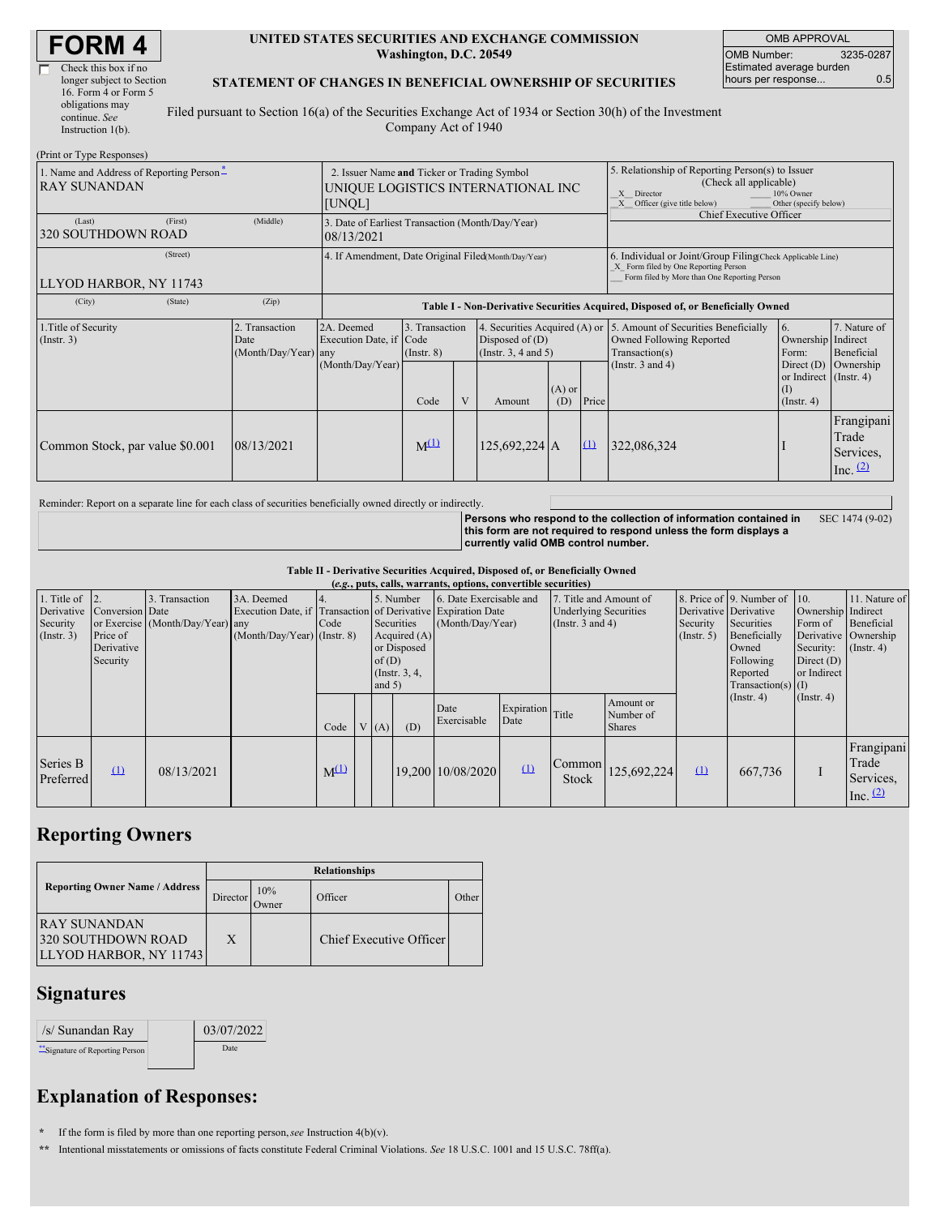# FORM 4

☐ Check this box if no longer subject to Section 16. Form 4 or Form 5 obligations may continue. *See* Instruction 1(b).

**UNITED STATES SECURITIES AND EXCHANGE COMMISSION**
**Washington, D.C. 20549**

**STATEMENT OF CHANGES IN BENEFICIAL OWNERSHIP OF SECURITIES**

Filed pursuant to Section 16(a) of the Securities Exchange Act of 1934 or Section 30(h) of the Investment Company Act of 1940

| OMB APPROVAL | |
|---|---|
| OMB Number: | 3235-0287 |
| Estimated average burden hours per response... | 0.5 |

(Print or Type Responses)

| 1. Name and Address of Reporting Person[*] | 2. Issuer Name **and** Ticker or Trading Symbol | 5. Relationship of Reporting Person(s) to Issuer (Check all applicable) |
|---|---|---|
| RAY SUNANDAN | UNIQUE LOGISTICS INTERNATIONAL INC [UNQL] | _X_ Director ___ 10% Owner _X_ Officer (give title below) ___ Other (specify below) Chief Executive Officer |
| (Last) (First) (Middle) 320 SOUTHDOWN ROAD | 3. Date of Earliest Transaction (Month/Day/Year) 08/13/2021 | |
| (Street) LLYOD HARBOR, NY 11743 | 4. If Amendment, Date Original Filed (Month/Day/Year) | 6. Individual or Joint/Group Filing (Check Applicable Line) _X_ Form filed by One Reporting Person ___ Form filed by More than One Reporting Person |
| (City) (State) (Zip) | | |

**Table I - Non-Derivative Securities Acquired, Disposed of, or Beneficially Owned**

| 1.Title of Security (Instr. 3) | 2. Transaction Date (Month/Day/Year) | 2A. Deemed Execution Date, if any (Month/Day/Year) | 3. Transaction Code (Instr. 8) | | 4. Securities Acquired (A) or Disposed of (D) (Instr. 3, 4 and 5) | | | 5. Amount of Securities Beneficially Owned Following Reported Transaction(s) (Instr. 3 and 4) | 6. Ownership Form: Direct (D) or Indirect (I) (Instr. 4) | 7. Nature of Indirect Beneficial Ownership (Instr. 4) |
|---|---|---|---|---|---|---|---|---|---|---|
| | | | Code | V | Amount | (A) or (D) | Price | | | |
| Common Stock, par value $0.001 | 08/13/2021 | | M[(1)] | | 125,692,224 | A | [(1)] | 322,086,324 | I | Frangipani Trade Services, Inc. [(2)] |

Reminder: Report on a separate line for each class of securities beneficially owned directly or indirectly.

**Persons who respond to the collection of information contained in this form are not required to respond unless the form displays a currently valid OMB control number.** SEC 1474 (9-02)

**Table II - Derivative Securities Acquired, Disposed of, or Beneficially Owned**
**(*e.g.*, puts, calls, warrants, options, convertible securities)**

| 1. Title of Derivative Security (Instr. 3) | 2. Conversion or Exercise Price of Derivative Security | 3. Transaction Date (Month/Day/Year) | 3A. Deemed Execution Date, if any (Month/Day/Year) | 4. Transaction Code (Instr. 8) | | 5. Number of Derivative Securities Acquired (A) or Disposed of (D) (Instr. 3, 4, and 5) | | 6. Date Exercisable and Expiration Date (Month/Day/Year) | | 7. Title and Amount of Underlying Securities (Instr. 3 and 4) | | 8. Price of Derivative Security (Instr. 5) | 9. Number of Derivative Securities Beneficially Owned Following Reported Transaction(s) (Instr. 4) | 10. Ownership Form of Derivative Security: Direct (D) or Indirect (I) (Instr. 4) | 11. Nature of Indirect Beneficial Ownership (Instr. 4) |
|---|---|---|---|---|---|---|---|---|---|---|---|---|---|---|---|
| | | | | Code | V | (A) | (D) | Date Exercisable | Expiration Date | Title | Amount or Number of Shares | | | | |
| Series B Preferred | [(1)] | 08/13/2021 | | M[(1)] | | | 19,200 | 10/08/2020 | [(1)] | Common Stock | 125,692,224 | [(1)] | 667,736 | I | Frangipani Trade Services, Inc. [(2)] |

## Reporting Owners

| Reporting Owner Name / Address | Relationships | | | |
|---|---|---|---|---|
| | Director | 10% Owner | Officer | Other |
| RAY SUNANDAN 320 SOUTHDOWN ROAD LLYOD HARBOR, NY 11743 | X | | Chief Executive Officer | |

## Signatures

| /s/ Sunandan Ray | 03/07/2022 |
|---|---|
| [**]Signature of Reporting Person | Date |

## Explanation of Responses:

\* If the form is filed by more than one reporting person, *see* Instruction 4(b)(v).

\*\* Intentional misstatements or omissions of facts constitute Federal Criminal Violations. *See* 18 U.S.C. 1001 and 15 U.S.C. 78ff(a).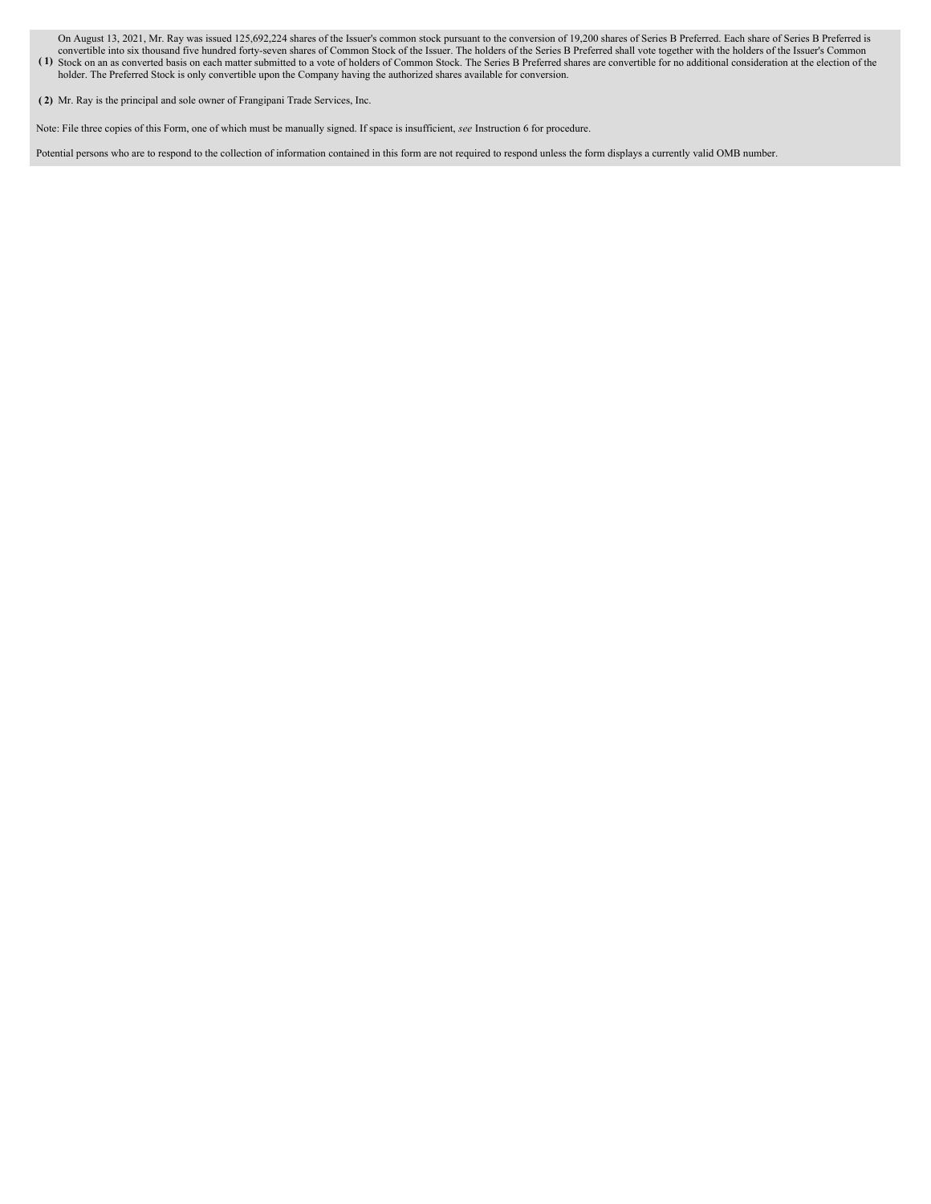**( 1)** On August 13, 2021, Mr. Ray was issued 125,692,224 shares of the Issuer's common stock pursuant to the conversion of 19,200 shares of Series B Preferred. Each share of Series B Preferred is convertible into six thousand five hundred forty-seven shares of Common Stock of the Issuer. The holders of the Series B Preferred shall vote together with the holders of the Issuer's Common Stock on an as converted basis on each matter submitted to a vote of holders of Common Stock. The Series B Preferred shares are convertible for no additional consideration at the election of the holder. The Preferred Stock is only convertible upon the Company having the authorized shares available for conversion.

**( 2)** Mr. Ray is the principal and sole owner of Frangipani Trade Services, Inc.

Note: File three copies of this Form, one of which must be manually signed. If space is insufficient, *see* Instruction 6 for procedure.

Potential persons who are to respond to the collection of information contained in this form are not required to respond unless the form displays a currently valid OMB number.